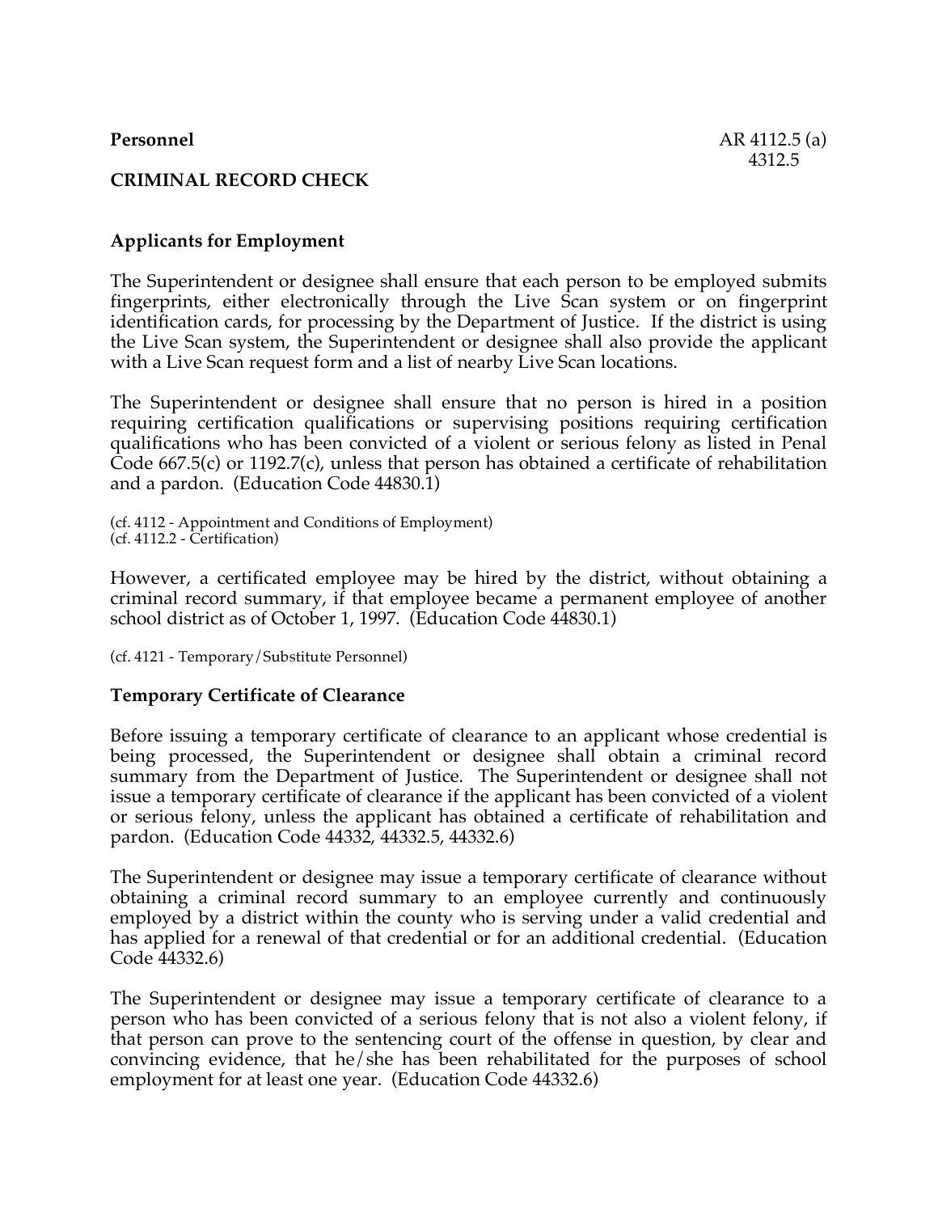**Personnel**

AR 4112.5 (a)
4312.5

## CRIMINAL RECORD CHECK

### Applicants for Employment

The Superintendent or designee shall ensure that each person to be employed submits fingerprints, either electronically through the Live Scan system or on fingerprint identification cards, for processing by the Department of Justice. If the district is using the Live Scan system, the Superintendent or designee shall also provide the applicant with a Live Scan request form and a list of nearby Live Scan locations.

The Superintendent or designee shall ensure that no person is hired in a position requiring certification qualifications or supervising positions requiring certification qualifications who has been convicted of a violent or serious felony as listed in Penal Code 667.5(c) or 1192.7(c), unless that person has obtained a certificate of rehabilitation and a pardon. (Education Code 44830.1)

(cf. 4112 - Appointment and Conditions of Employment)
(cf. 4112.2 - Certification)

However, a certificated employee may be hired by the district, without obtaining a criminal record summary, if that employee became a permanent employee of another school district as of October 1, 1997. (Education Code 44830.1)

(cf. 4121 - Temporary/Substitute Personnel)

### Temporary Certificate of Clearance

Before issuing a temporary certificate of clearance to an applicant whose credential is being processed, the Superintendent or designee shall obtain a criminal record summary from the Department of Justice. The Superintendent or designee shall not issue a temporary certificate of clearance if the applicant has been convicted of a violent or serious felony, unless the applicant has obtained a certificate of rehabilitation and pardon. (Education Code 44332, 44332.5, 44332.6)

The Superintendent or designee may issue a temporary certificate of clearance without obtaining a criminal record summary to an employee currently and continuously employed by a district within the county who is serving under a valid credential and has applied for a renewal of that credential or for an additional credential. (Education Code 44332.6)

The Superintendent or designee may issue a temporary certificate of clearance to a person who has been convicted of a serious felony that is not also a violent felony, if that person can prove to the sentencing court of the offense in question, by clear and convincing evidence, that he/she has been rehabilitated for the purposes of school employment for at least one year. (Education Code 44332.6)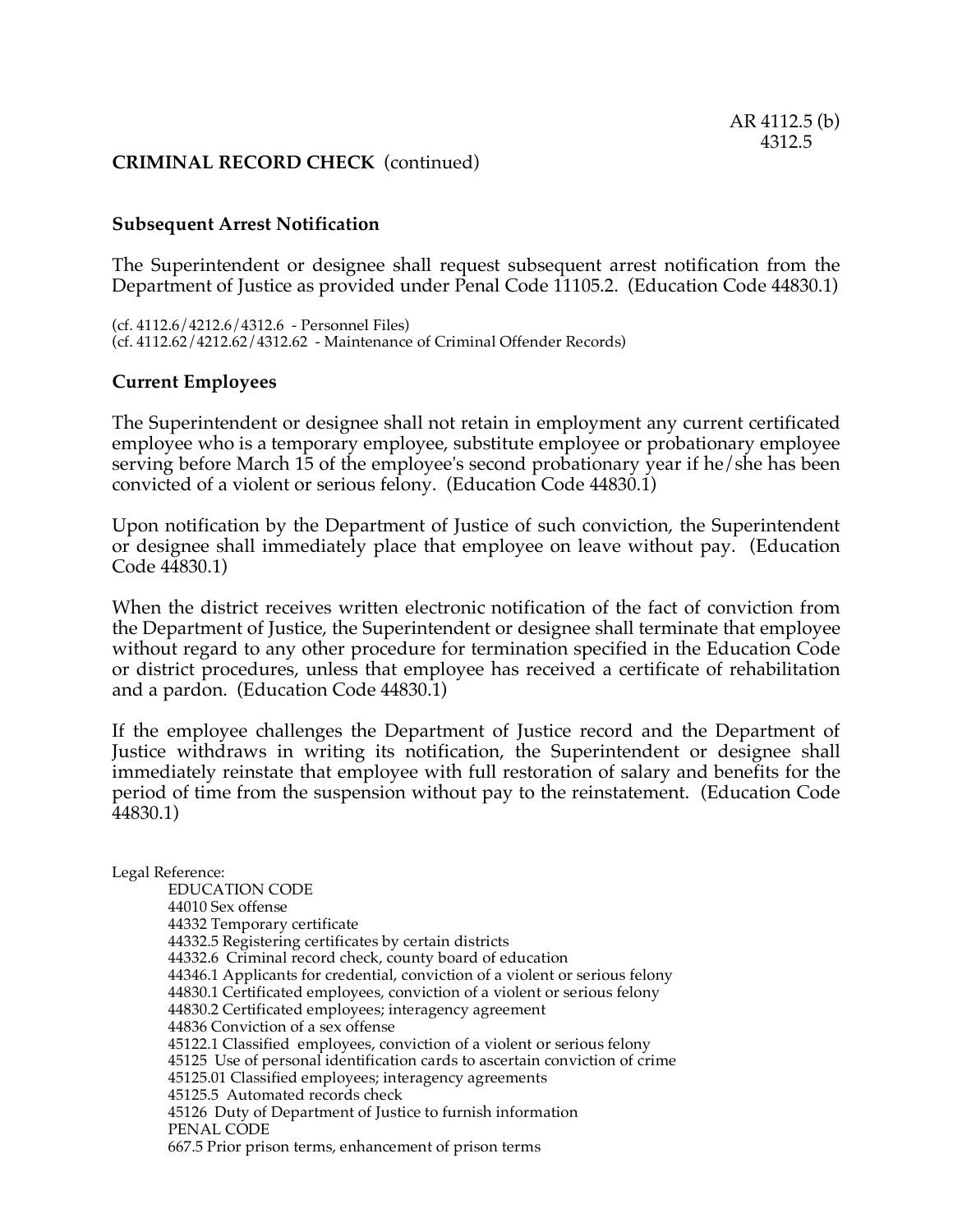**CRIMINAL RECORD CHECK** (continued)

**Subsequent Arrest Notification**

The Superintendent or designee shall request subsequent arrest notification from the Department of Justice as provided under Penal Code 11105.2. (Education Code 44830.1)

(cf. 4112.6/4212.6/4312.6 - Personnel Files)
(cf. 4112.62/4212.62/4312.62 - Maintenance of Criminal Offender Records)

**Current Employees**

The Superintendent or designee shall not retain in employment any current certificated employee who is a temporary employee, substitute employee or probationary employee serving before March 15 of the employee's second probationary year if he/she has been convicted of a violent or serious felony. (Education Code 44830.1)

Upon notification by the Department of Justice of such conviction, the Superintendent or designee shall immediately place that employee on leave without pay. (Education Code 44830.1)

When the district receives written electronic notification of the fact of conviction from the Department of Justice, the Superintendent or designee shall terminate that employee without regard to any other procedure for termination specified in the Education Code or district procedures, unless that employee has received a certificate of rehabilitation and a pardon. (Education Code 44830.1)

If the employee challenges the Department of Justice record and the Department of Justice withdraws in writing its notification, the Superintendent or designee shall immediately reinstate that employee with full restoration of salary and benefits for the period of time from the suspension without pay to the reinstatement. (Education Code 44830.1)

Legal Reference:
EDUCATION CODE
44010 Sex offense
44332 Temporary certificate
44332.5 Registering certificates by certain districts
44332.6 Criminal record check, county board of education
44346.1 Applicants for credential, conviction of a violent or serious felony
44830.1 Certificated employees, conviction of a violent or serious felony
44830.2 Certificated employees; interagency agreement
44836 Conviction of a sex offense
45122.1 Classified employees, conviction of a violent or serious felony
45125 Use of personal identification cards to ascertain conviction of crime
45125.01 Classified employees; interagency agreements
45125.5 Automated records check
45126 Duty of Department of Justice to furnish information
PENAL CODE
667.5 Prior prison terms, enhancement of prison terms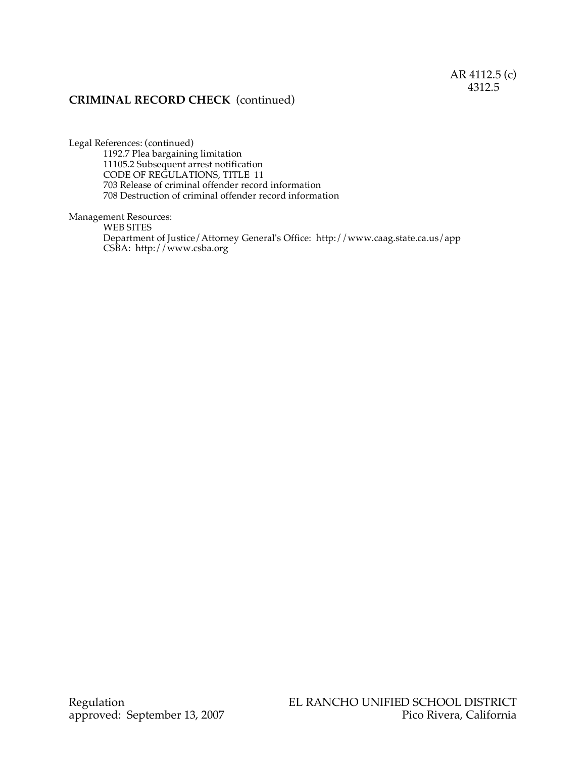AR 4112.5 (c)
4312.5

**CRIMINAL RECORD CHECK** (continued)

Legal References: (continued)

1192.7 Plea bargaining limitation
11105.2 Subsequent arrest notification
CODE OF REGULATIONS, TITLE 11
703 Release of criminal offender record information
708 Destruction of criminal offender record information

Management Resources:

WEB SITES
Department of Justice/Attorney General's Office: http://www.caag.state.ca.us/app
CSBA: http://www.csba.org

Regulation
approved: September 13, 2007

EL RANCHO UNIFIED SCHOOL DISTRICT
Pico Rivera, California